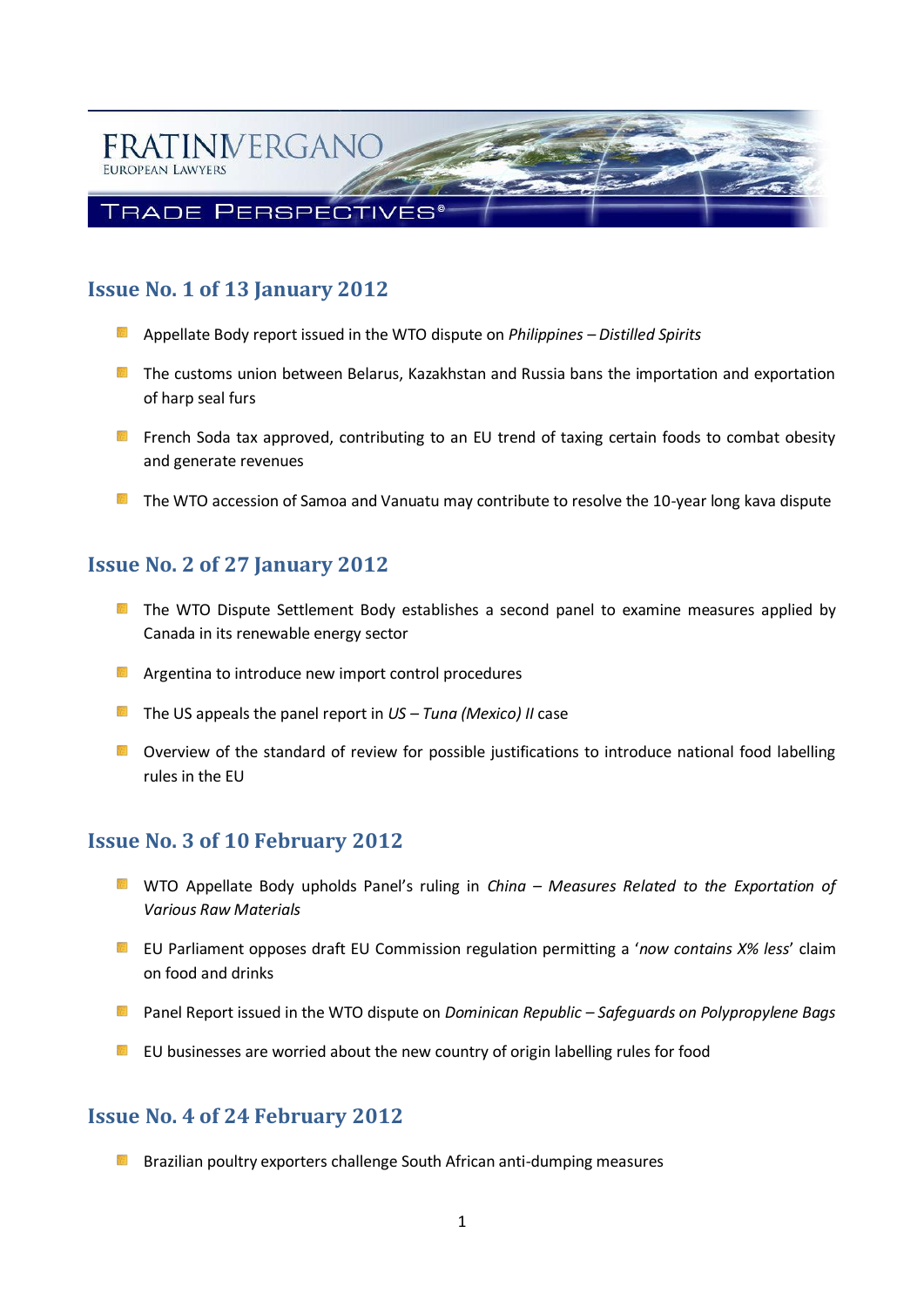FRATINIVERGANO
EUROPEAN LAWYERS

TRADE PERSPECTIVES®

## Issue No. 1 of 13 January 2012

- Appellate Body report issued in the WTO dispute on *Philippines – Distilled Spirits*
- The customs union between Belarus, Kazakhstan and Russia bans the importation and exportation of harp seal furs
- French Soda tax approved, contributing to an EU trend of taxing certain foods to combat obesity and generate revenues
- The WTO accession of Samoa and Vanuatu may contribute to resolve the 10-year long kava dispute

## Issue No. 2 of 27 January 2012

- The WTO Dispute Settlement Body establishes a second panel to examine measures applied by Canada in its renewable energy sector
- Argentina to introduce new import control procedures
- The US appeals the panel report in *US – Tuna (Mexico) II* case
- Overview of the standard of review for possible justifications to introduce national food labelling rules in the EU

## Issue No. 3 of 10 February 2012

- WTO Appellate Body upholds Panel's ruling in *China – Measures Related to the Exportation of Various Raw Materials*
- EU Parliament opposes draft EU Commission regulation permitting a '*now contains X% less*' claim on food and drinks
- Panel Report issued in the WTO dispute on *Dominican Republic – Safeguards on Polypropylene Bags*
- EU businesses are worried about the new country of origin labelling rules for food

## Issue No. 4 of 24 February 2012

- Brazilian poultry exporters challenge South African anti-dumping measures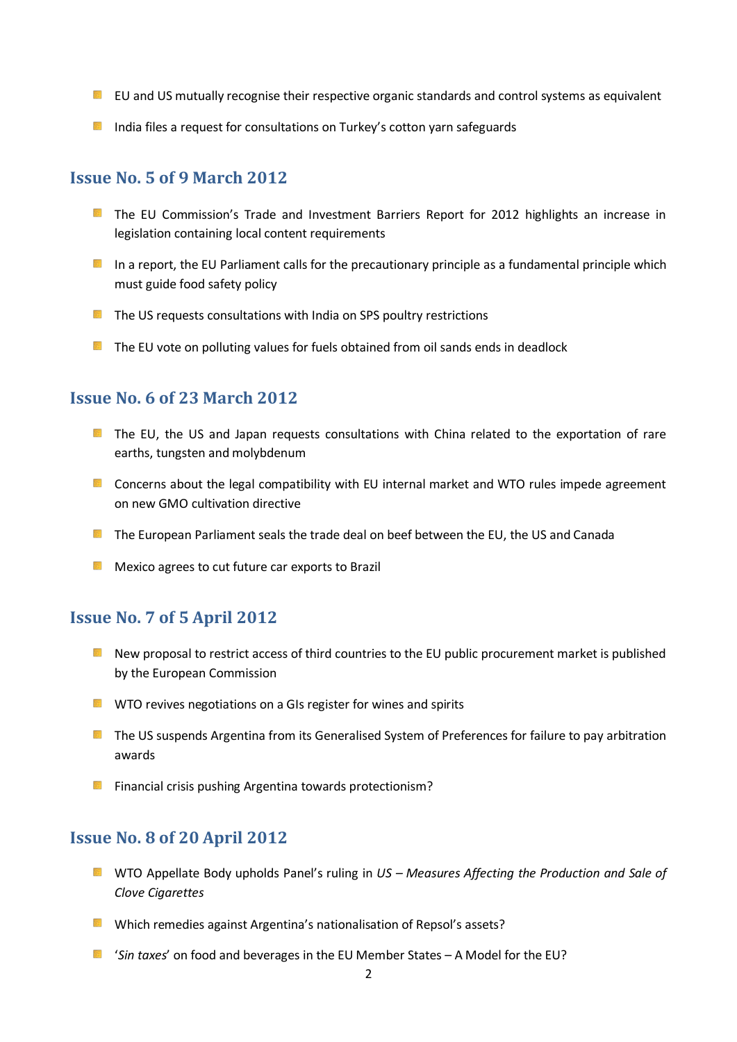- EU and US mutually recognise their respective organic standards and control systems as equivalent
- India files a request for consultations on Turkey's cotton yarn safeguards

## Issue No. 5 of 9 March 2012

- The EU Commission's Trade and Investment Barriers Report for 2012 highlights an increase in legislation containing local content requirements
- In a report, the EU Parliament calls for the precautionary principle as a fundamental principle which must guide food safety policy
- The US requests consultations with India on SPS poultry restrictions
- The EU vote on polluting values for fuels obtained from oil sands ends in deadlock

## Issue No. 6 of 23 March 2012

- The EU, the US and Japan requests consultations with China related to the exportation of rare earths, tungsten and molybdenum
- Concerns about the legal compatibility with EU internal market and WTO rules impede agreement on new GMO cultivation directive
- The European Parliament seals the trade deal on beef between the EU, the US and Canada
- Mexico agrees to cut future car exports to Brazil

## Issue No. 7 of 5 April 2012

- New proposal to restrict access of third countries to the EU public procurement market is published by the European Commission
- WTO revives negotiations on a GIs register for wines and spirits
- The US suspends Argentina from its Generalised System of Preferences for failure to pay arbitration awards
- Financial crisis pushing Argentina towards protectionism?

## Issue No. 8 of 20 April 2012

- WTO Appellate Body upholds Panel's ruling in *US – Measures Affecting the Production and Sale of Clove Cigarettes*
- Which remedies against Argentina's nationalisation of Repsol's assets?
- '*Sin taxes*' on food and beverages in the EU Member States – A Model for the EU?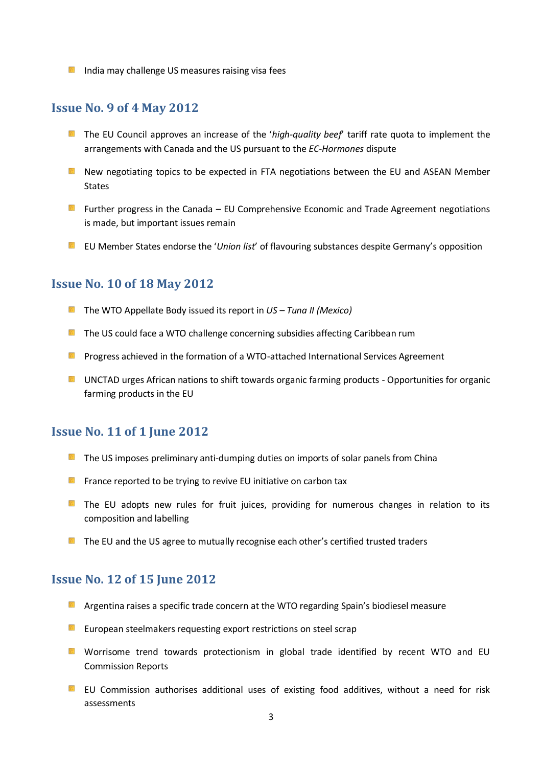- India may challenge US measures raising visa fees

## Issue No. 9 of 4 May 2012

- The EU Council approves an increase of the '*high-quality beef*' tariff rate quota to implement the arrangements with Canada and the US pursuant to the *EC-Hormones* dispute
- New negotiating topics to be expected in FTA negotiations between the EU and ASEAN Member States
- Further progress in the Canada – EU Comprehensive Economic and Trade Agreement negotiations is made, but important issues remain
- EU Member States endorse the '*Union list*' of flavouring substances despite Germany's opposition

## Issue No. 10 of 18 May 2012

- The WTO Appellate Body issued its report in *US – Tuna II (Mexico)*
- The US could face a WTO challenge concerning subsidies affecting Caribbean rum
- Progress achieved in the formation of a WTO-attached International Services Agreement
- UNCTAD urges African nations to shift towards organic farming products - Opportunities for organic farming products in the EU

## Issue No. 11 of 1 June 2012

- The US imposes preliminary anti-dumping duties on imports of solar panels from China
- France reported to be trying to revive EU initiative on carbon tax
- The EU adopts new rules for fruit juices, providing for numerous changes in relation to its composition and labelling
- The EU and the US agree to mutually recognise each other's certified trusted traders

## Issue No. 12 of 15 June 2012

- Argentina raises a specific trade concern at the WTO regarding Spain's biodiesel measure
- European steelmakers requesting export restrictions on steel scrap
- Worrisome trend towards protectionism in global trade identified by recent WTO and EU Commission Reports
- EU Commission authorises additional uses of existing food additives, without a need for risk assessments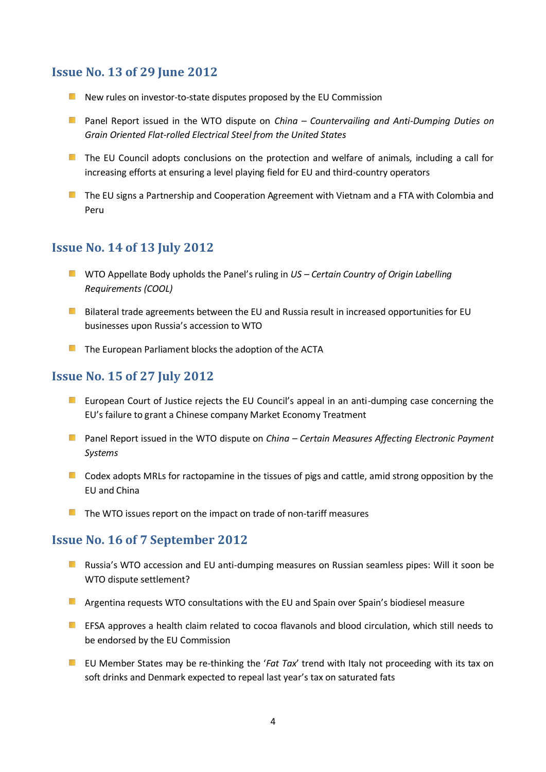## Issue No. 13 of 29 June 2012

- New rules on investor-to-state disputes proposed by the EU Commission
- Panel Report issued in the WTO dispute on *China – Countervailing and Anti-Dumping Duties on Grain Oriented Flat-rolled Electrical Steel from the United States*
- The EU Council adopts conclusions on the protection and welfare of animals, including a call for increasing efforts at ensuring a level playing field for EU and third-country operators
- The EU signs a Partnership and Cooperation Agreement with Vietnam and a FTA with Colombia and Peru

## Issue No. 14 of 13 July 2012

- WTO Appellate Body upholds the Panel's ruling in *US – Certain Country of Origin Labelling Requirements (COOL)*
- Bilateral trade agreements between the EU and Russia result in increased opportunities for EU businesses upon Russia's accession to WTO
- The European Parliament blocks the adoption of the ACTA

## Issue No. 15 of 27 July 2012

- European Court of Justice rejects the EU Council's appeal in an anti-dumping case concerning the EU's failure to grant a Chinese company Market Economy Treatment
- Panel Report issued in the WTO dispute on *China – Certain Measures Affecting Electronic Payment Systems*
- Codex adopts MRLs for ractopamine in the tissues of pigs and cattle, amid strong opposition by the EU and China
- The WTO issues report on the impact on trade of non-tariff measures

## Issue No. 16 of 7 September 2012

- Russia's WTO accession and EU anti-dumping measures on Russian seamless pipes: Will it soon be WTO dispute settlement?
- Argentina requests WTO consultations with the EU and Spain over Spain's biodiesel measure
- EFSA approves a health claim related to cocoa flavanols and blood circulation, which still needs to be endorsed by the EU Commission
- EU Member States may be re-thinking the '*Fat Tax*' trend with Italy not proceeding with its tax on soft drinks and Denmark expected to repeal last year's tax on saturated fats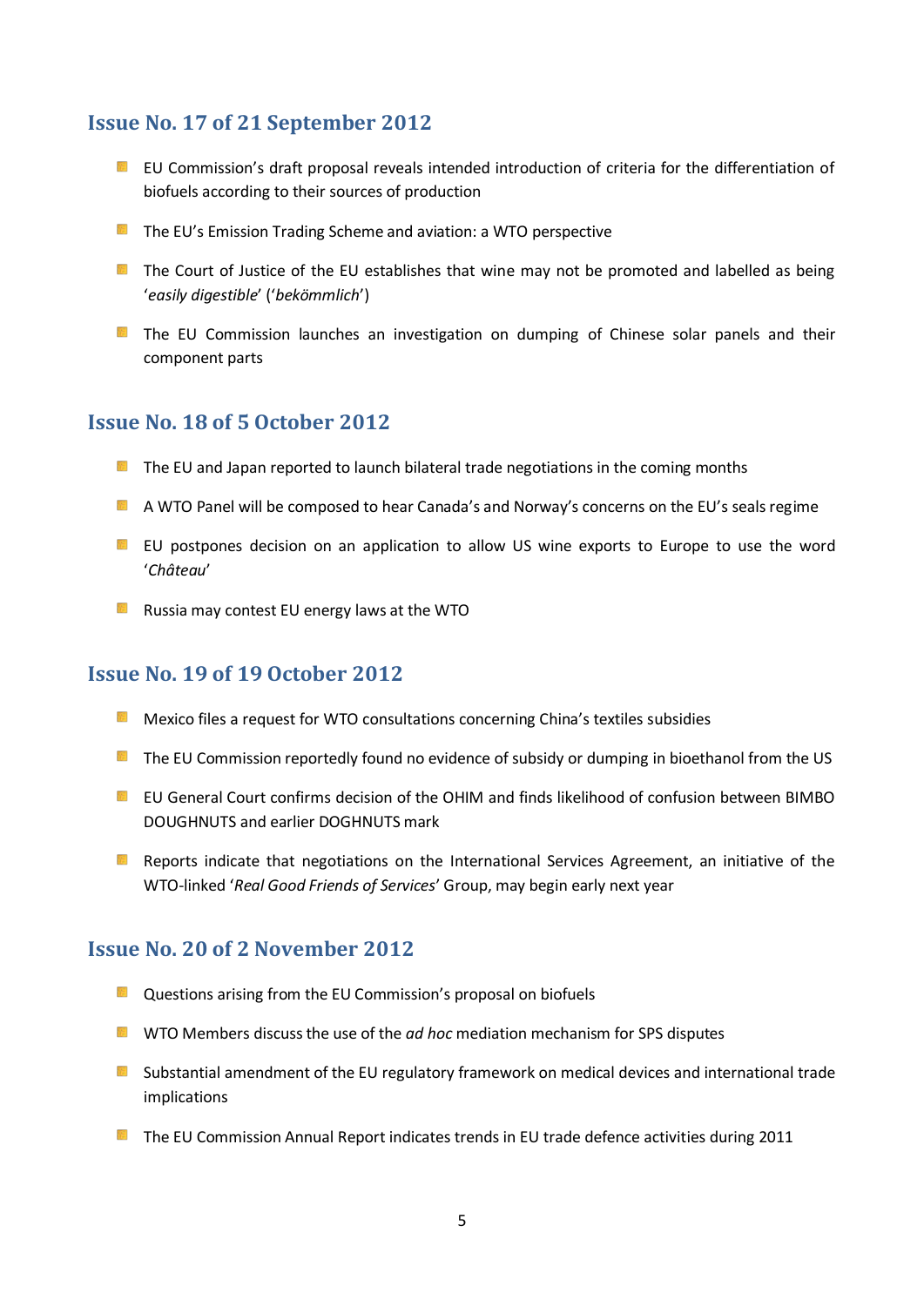## Issue No. 17 of 21 September 2012

- EU Commission's draft proposal reveals intended introduction of criteria for the differentiation of biofuels according to their sources of production
- The EU's Emission Trading Scheme and aviation: a WTO perspective
- The Court of Justice of the EU establishes that wine may not be promoted and labelled as being '*easily digestible*' ('*bekömmlich*')
- The EU Commission launches an investigation on dumping of Chinese solar panels and their component parts

## Issue No. 18 of 5 October 2012

- The EU and Japan reported to launch bilateral trade negotiations in the coming months
- A WTO Panel will be composed to hear Canada's and Norway's concerns on the EU's seals regime
- EU postpones decision on an application to allow US wine exports to Europe to use the word '*Château*'
- Russia may contest EU energy laws at the WTO

## Issue No. 19 of 19 October 2012

- Mexico files a request for WTO consultations concerning China's textiles subsidies
- The EU Commission reportedly found no evidence of subsidy or dumping in bioethanol from the US
- EU General Court confirms decision of the OHIM and finds likelihood of confusion between BIMBO DOUGHNUTS and earlier DOGHNUTS mark
- Reports indicate that negotiations on the International Services Agreement, an initiative of the WTO-linked '*Real Good Friends of Services*' Group, may begin early next year

## Issue No. 20 of 2 November 2012

- Questions arising from the EU Commission's proposal on biofuels
- WTO Members discuss the use of the *ad hoc* mediation mechanism for SPS disputes
- Substantial amendment of the EU regulatory framework on medical devices and international trade implications
- The EU Commission Annual Report indicates trends in EU trade defence activities during 2011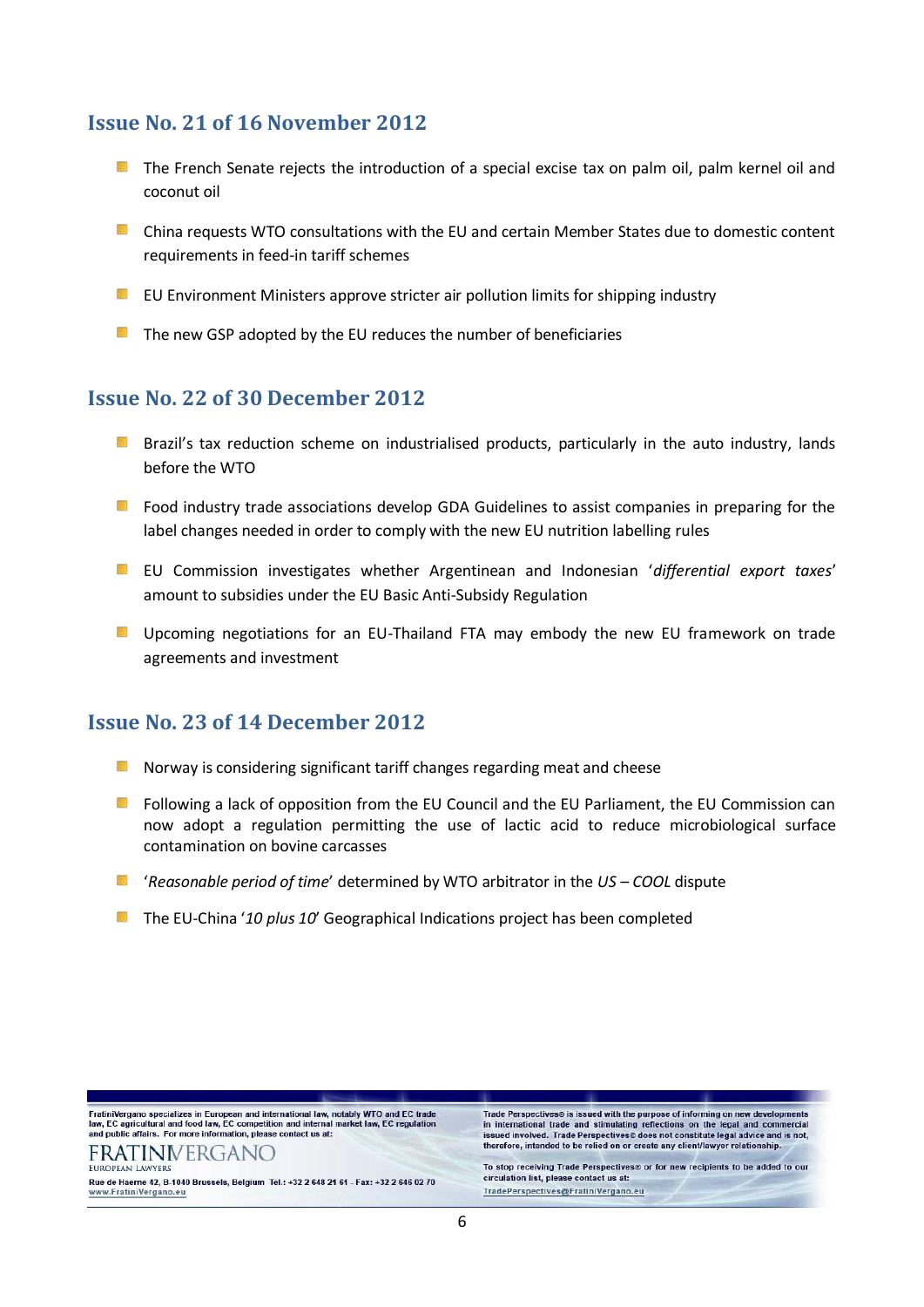## Issue No. 21 of 16 November 2012

- The French Senate rejects the introduction of a special excise tax on palm oil, palm kernel oil and coconut oil
- China requests WTO consultations with the EU and certain Member States due to domestic content requirements in feed-in tariff schemes
- EU Environment Ministers approve stricter air pollution limits for shipping industry
- The new GSP adopted by the EU reduces the number of beneficiaries

## Issue No. 22 of 30 December 2012

- Brazil's tax reduction scheme on industrialised products, particularly in the auto industry, lands before the WTO
- Food industry trade associations develop GDA Guidelines to assist companies in preparing for the label changes needed in order to comply with the new EU nutrition labelling rules
- EU Commission investigates whether Argentinean and Indonesian '*differential export taxes*' amount to subsidies under the EU Basic Anti-Subsidy Regulation
- Upcoming negotiations for an EU-Thailand FTA may embody the new EU framework on trade agreements and investment

## Issue No. 23 of 14 December 2012

- Norway is considering significant tariff changes regarding meat and cheese
- Following a lack of opposition from the EU Council and the EU Parliament, the EU Commission can now adopt a regulation permitting the use of lactic acid to reduce microbiological surface contamination on bovine carcasses
- '*Reasonable period of time*' determined by WTO arbitrator in the *US – COOL* dispute
- The EU-China '*10 plus 10*' Geographical Indications project has been completed

FratiniVergano specializes in European and international law, notably WTO and EC trade law, EC agricultural and food law, EC competition and internal market law, EC regulation and public affairs. For more information, please contact us at:

FRATINIVERGANO
EUROPEAN LAWYERS

Rue de Haerne 42, B-1040 Brussels, Belgium Tel.: +32 2 648 21 61 - Fax: +32 2 646 02 70
www.FratiniVergano.eu

Trade Perspectives© is issued with the purpose of informing on new developments in international trade and stimulating reflections on the legal and commercial issued involved. Trade Perepectives© does not constitute legal advice and is not, therefore, intended to be relied on or create any client/lawyer relationship.

To stop receiving Trade Perspectives© or for new recipients to be added to our circulation list, please contact us at:
TradePerspectives@FratiniVergano.eu